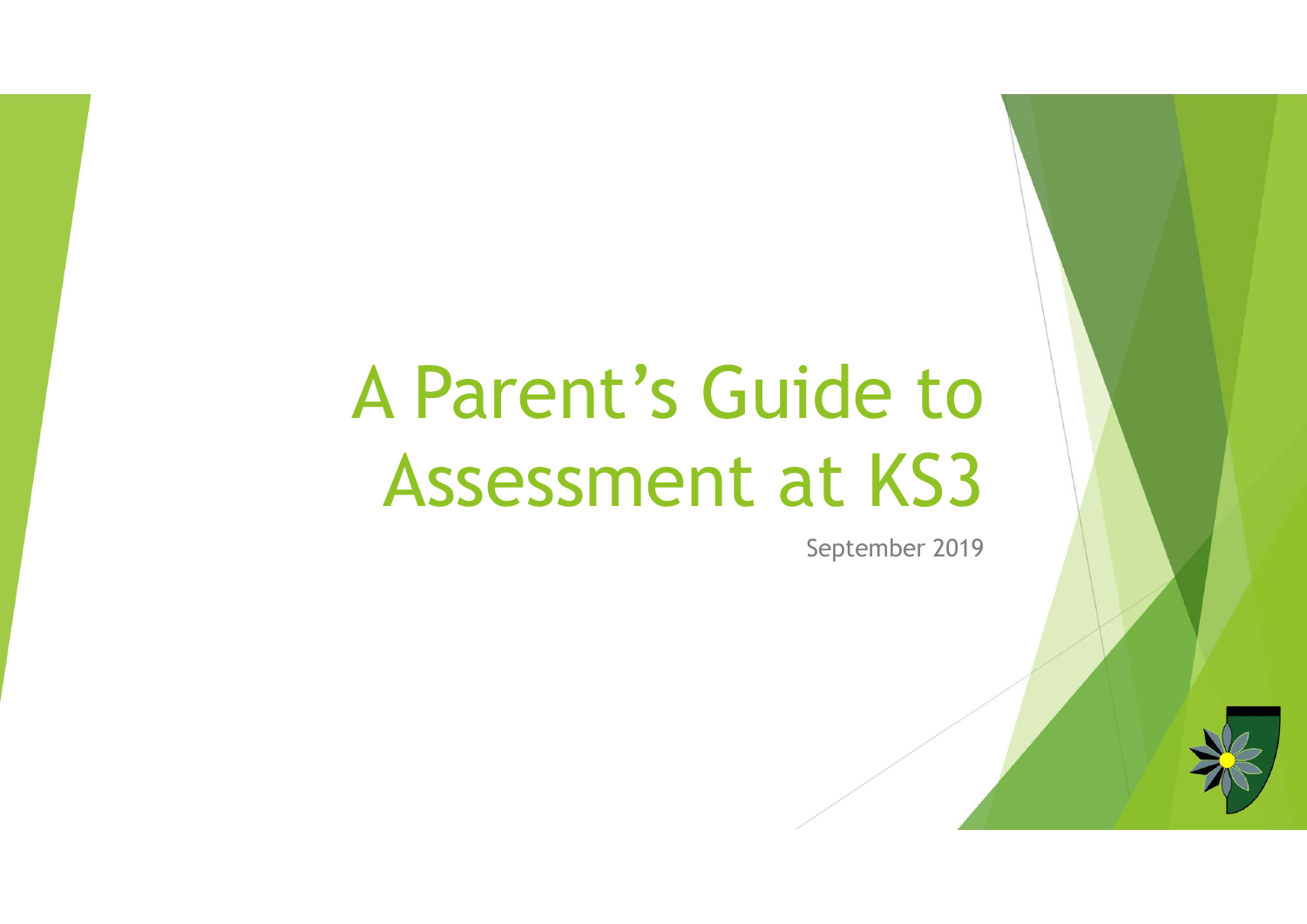# A Parent's Guide to Assessment at KS3

September 2019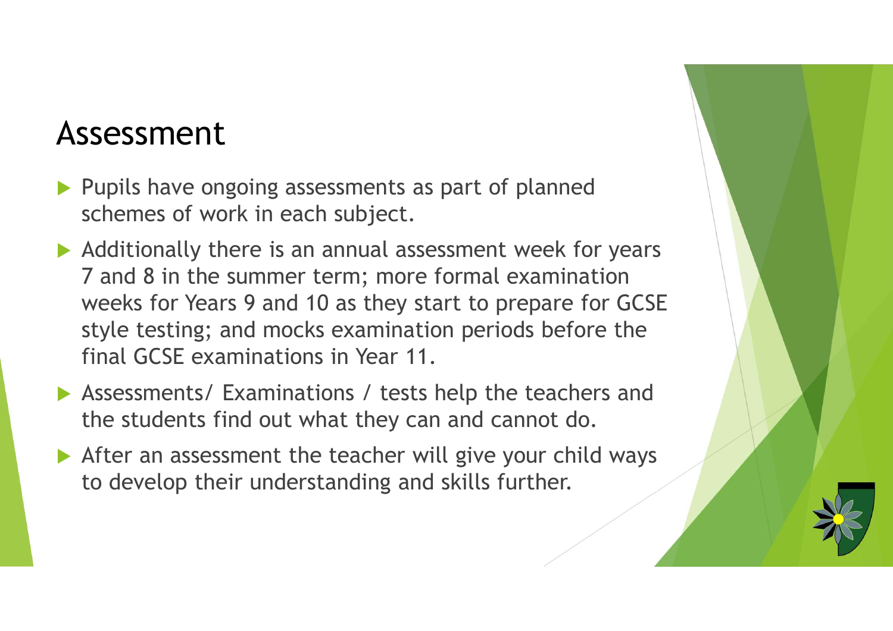## Assessment

- Pupils have ongoing assessments as part of planned schemes of work in each subject.
- Additionally there is an annual assessment week for years 7 and 8 in the summer term; more formal examination weeks for Years 9 and 10 as they start to prepare for GCSE style testing; and mocks examination periods before the final GCSE examinations in Year 11.
- Assessments/ Examinations / tests help the teachers and the students find out what they can and cannot do.
- After an assessment the teacher will give your child ways to develop their understanding and skills further.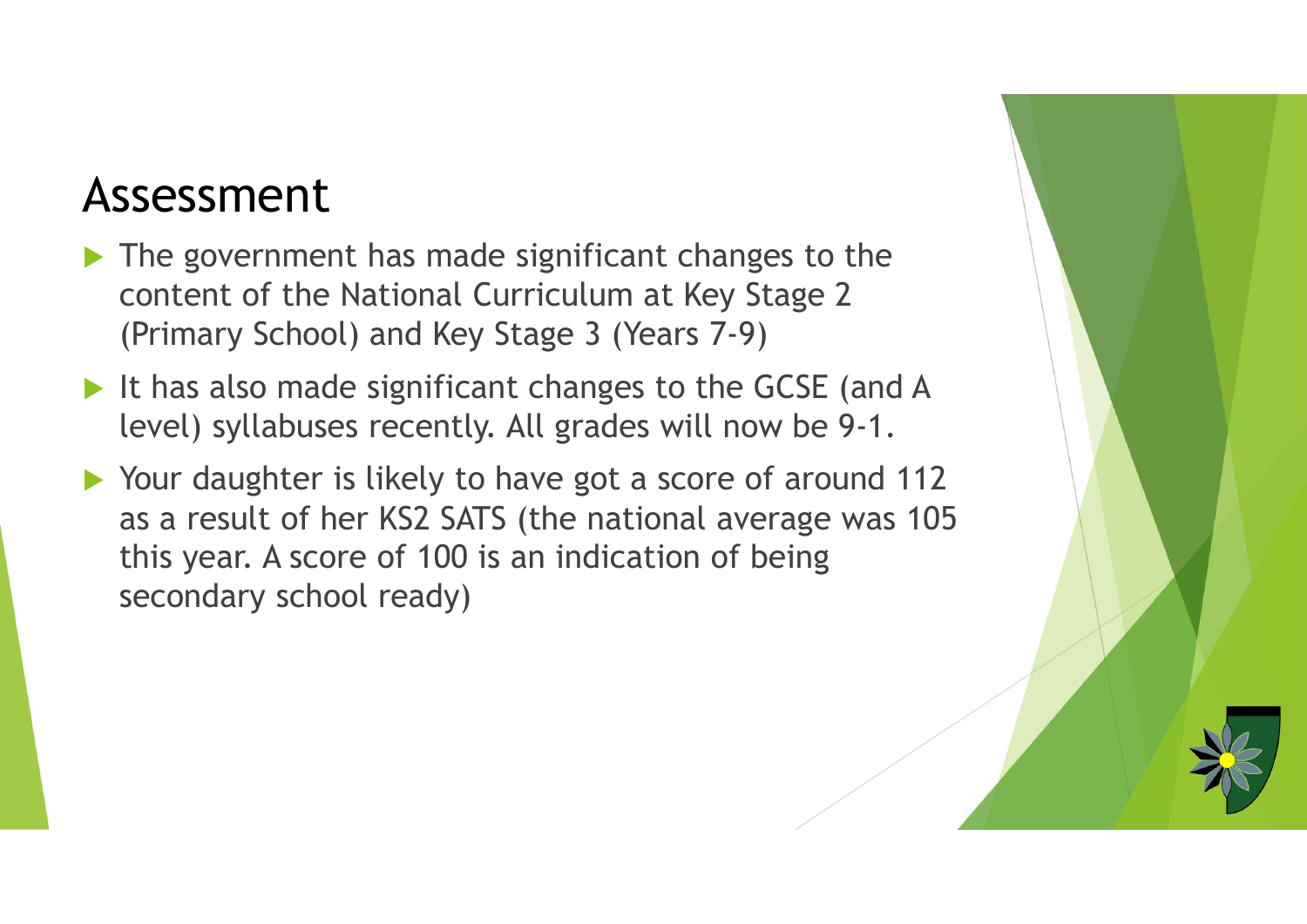## Assessment

- The government has made significant changes to the content of the National Curriculum at Key Stage 2 (Primary School) and Key Stage 3 (Years 7-9)
- It has also made significant changes to the GCSE (and A level) syllabuses recently. All grades will now be 9-1.
- Your daughter is likely to have got a score of around 112 as a result of her KS2 SATS (the national average was 105 this year. A score of 100 is an indication of being secondary school ready)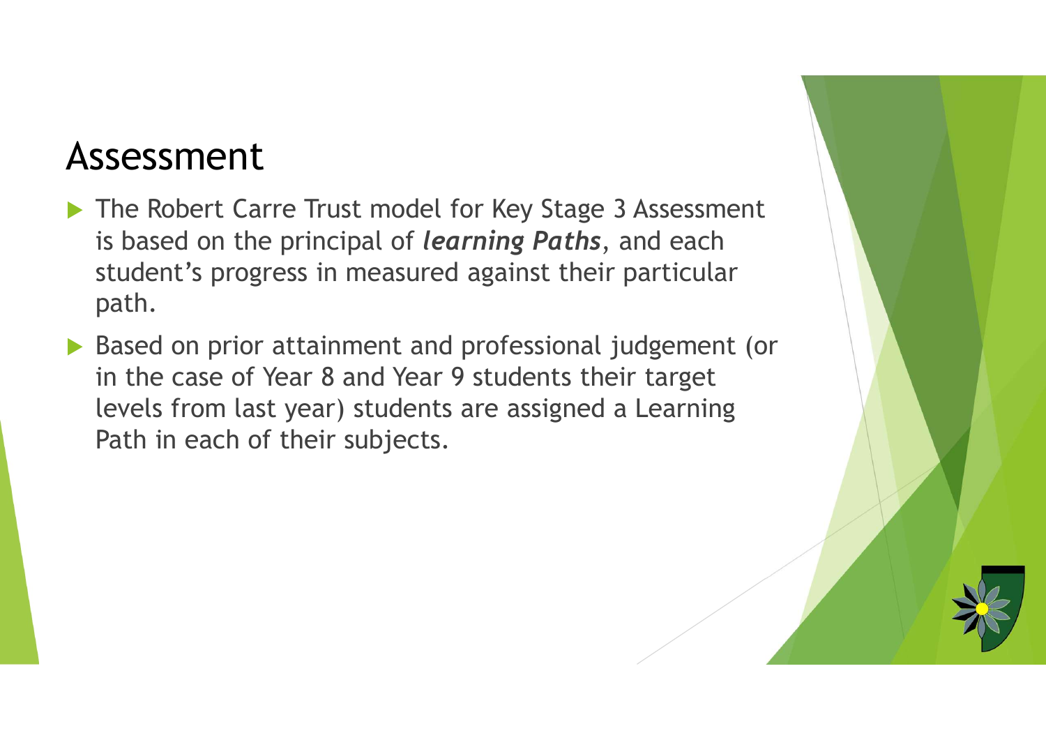# Assessment

- The Robert Carre Trust model for Key Stage 3 Assessment is based on the principal of ***learning Paths***, and each student's progress in measured against their particular path.
- Based on prior attainment and professional judgement (or in the case of Year 8 and Year 9 students their target levels from last year) students are assigned a Learning Path in each of their subjects.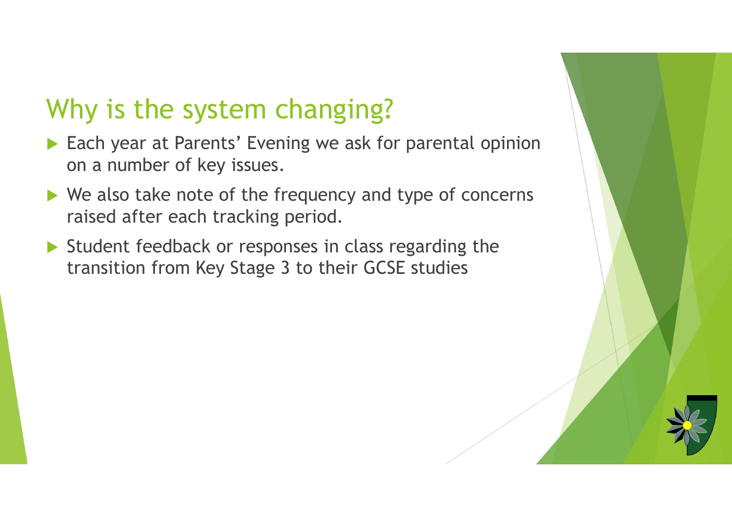# Why is the system changing?

- Each year at Parents' Evening we ask for parental opinion on a number of key issues.
- We also take note of the frequency and type of concerns raised after each tracking period.
- Student feedback or responses in class regarding the transition from Key Stage 3 to their GCSE studies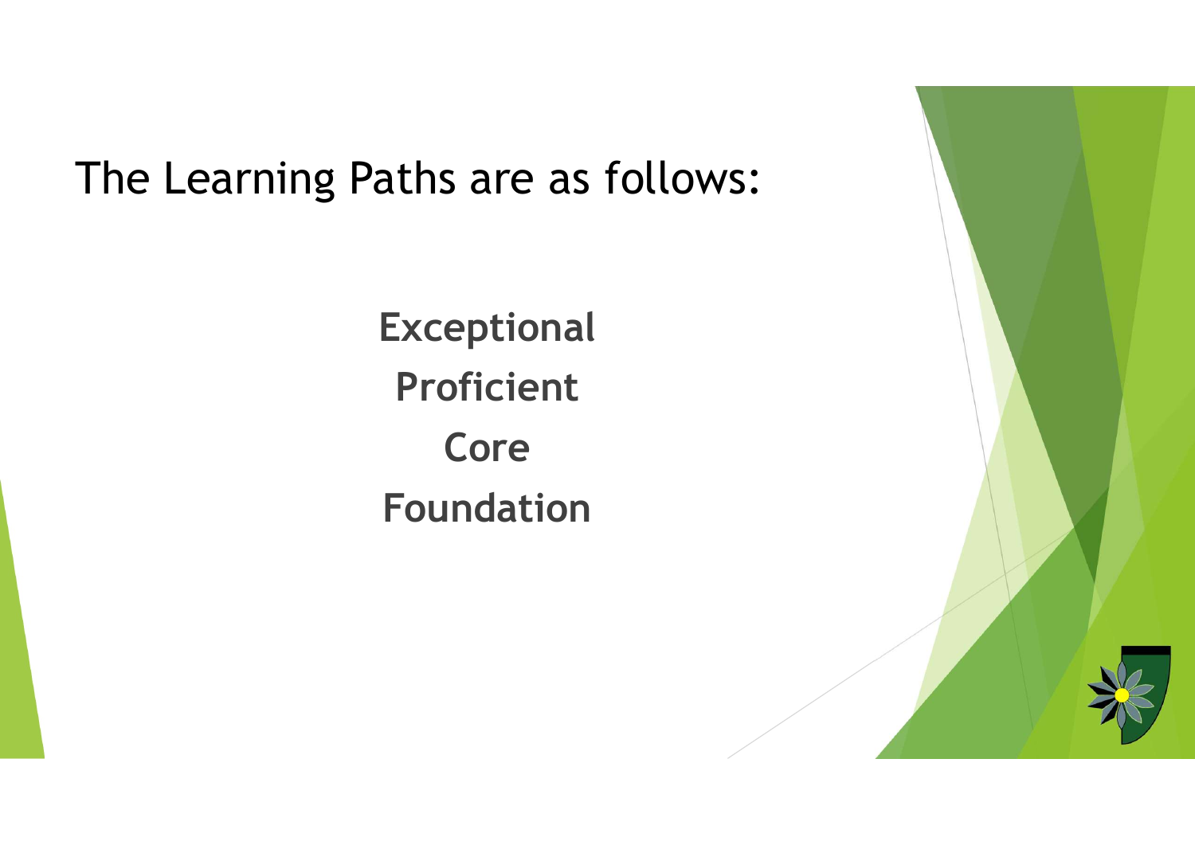# The Learning Paths are as follows:

**Exceptional**

**Proficient**

**Core**

**Foundation**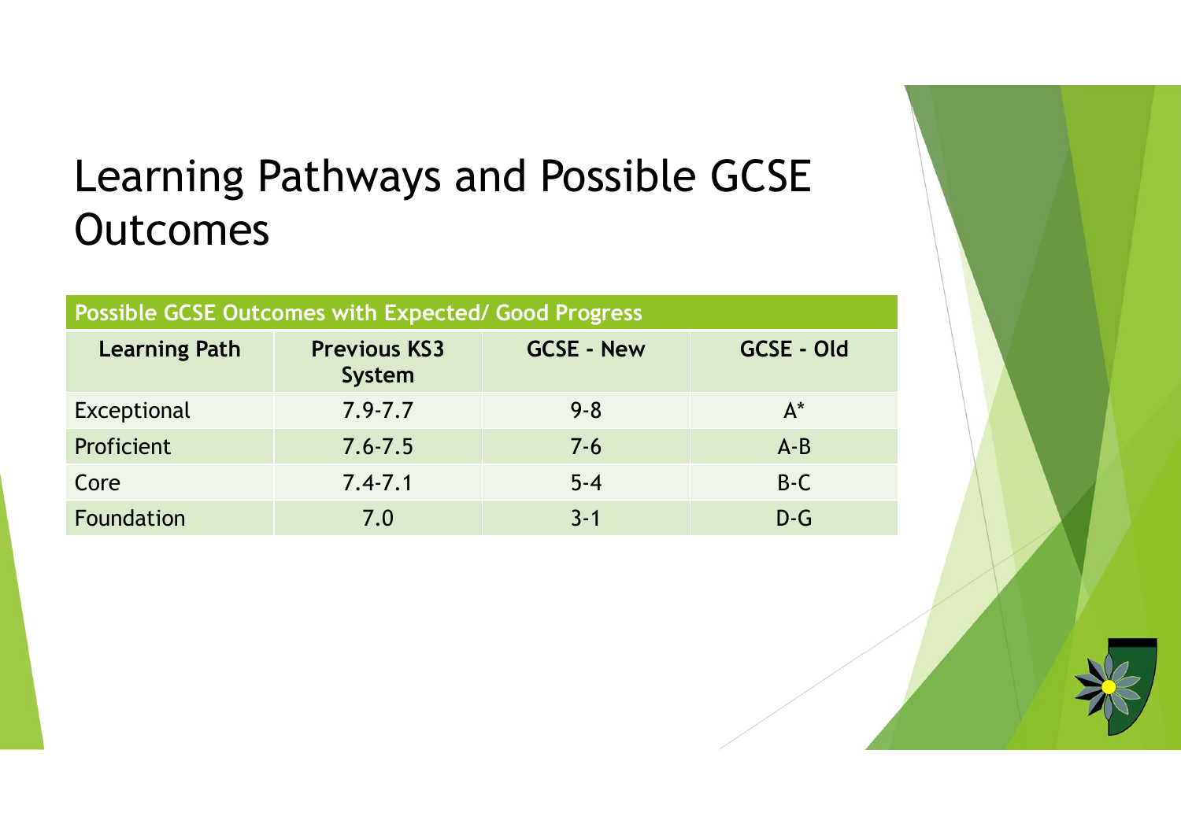# Learning Pathways and Possible GCSE Outcomes

| Possible GCSE Outcomes with Expected/ Good Progress | | | |
|---|---|---|---|
| **Learning Path** | **Previous KS3 System** | **GCSE - New** | **GCSE - Old** |
| Exceptional | 7.9-7.7 | 9-8 | A* |
| Proficient | 7.6-7.5 | 7-6 | A-B |
| Core | 7.4-7.1 | 5-4 | B-C |
| Foundation | 7.0 | 3-1 | D-G |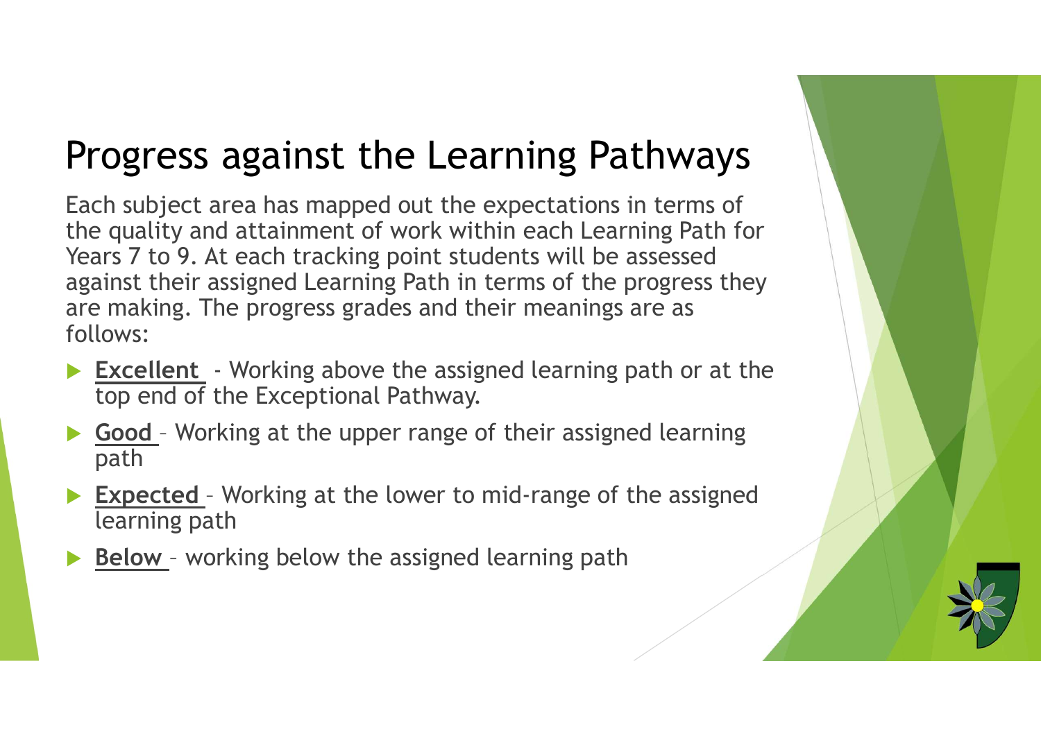# Progress against the Learning Pathways

Each subject area has mapped out the expectations in terms of the quality and attainment of work within each Learning Path for Years 7 to 9. At each tracking point students will be assessed against their assigned Learning Path in terms of the progress they are making. The progress grades and their meanings are as follows:

- **Excellent** - Working above the assigned learning path or at the top end of the Exceptional Pathway.
- **Good** – Working at the upper range of their assigned learning path
- **Expected** – Working at the lower to mid-range of the assigned learning path
- **Below** – working below the assigned learning path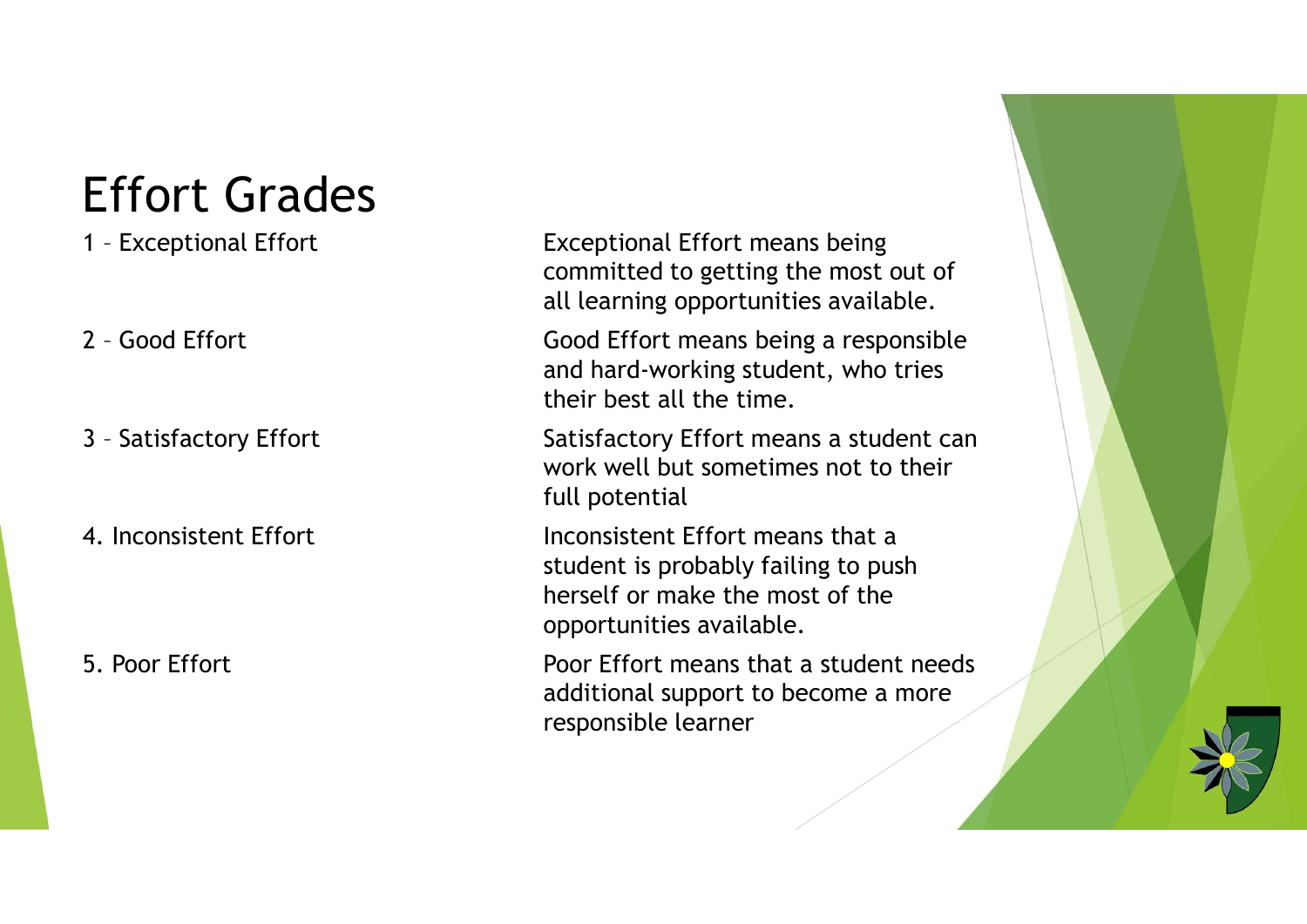# Effort Grades

| | |
|---|---|
| 1 – Exceptional Effort | Exceptional Effort means being committed to getting the most out of all learning opportunities available. |
| 2 – Good Effort | Good Effort means being a responsible and hard-working student, who tries their best all the time. |
| 3 – Satisfactory Effort | Satisfactory Effort means a student can work well but sometimes not to their full potential |
| 4. Inconsistent Effort | Inconsistent Effort means that a student is probably failing to push herself or make the most of the opportunities available. |
| 5. Poor Effort | Poor Effort means that a student needs additional support to become a more responsible learner |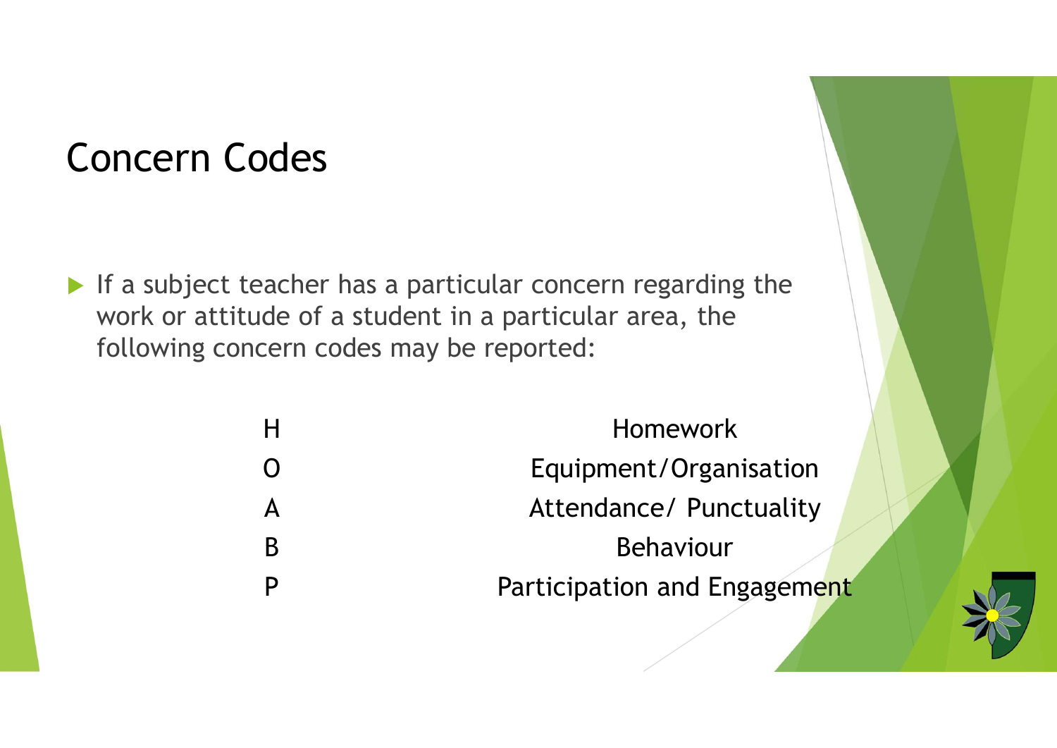# Concern Codes

- If a subject teacher has a particular concern regarding the work or attitude of a student in a particular area, the following concern codes may be reported:

| | |
|---|---|
| H | Homework |
| O | Equipment/Organisation |
| A | Attendance/ Punctuality |
| B | Behaviour |
| P | Participation and Engagement |